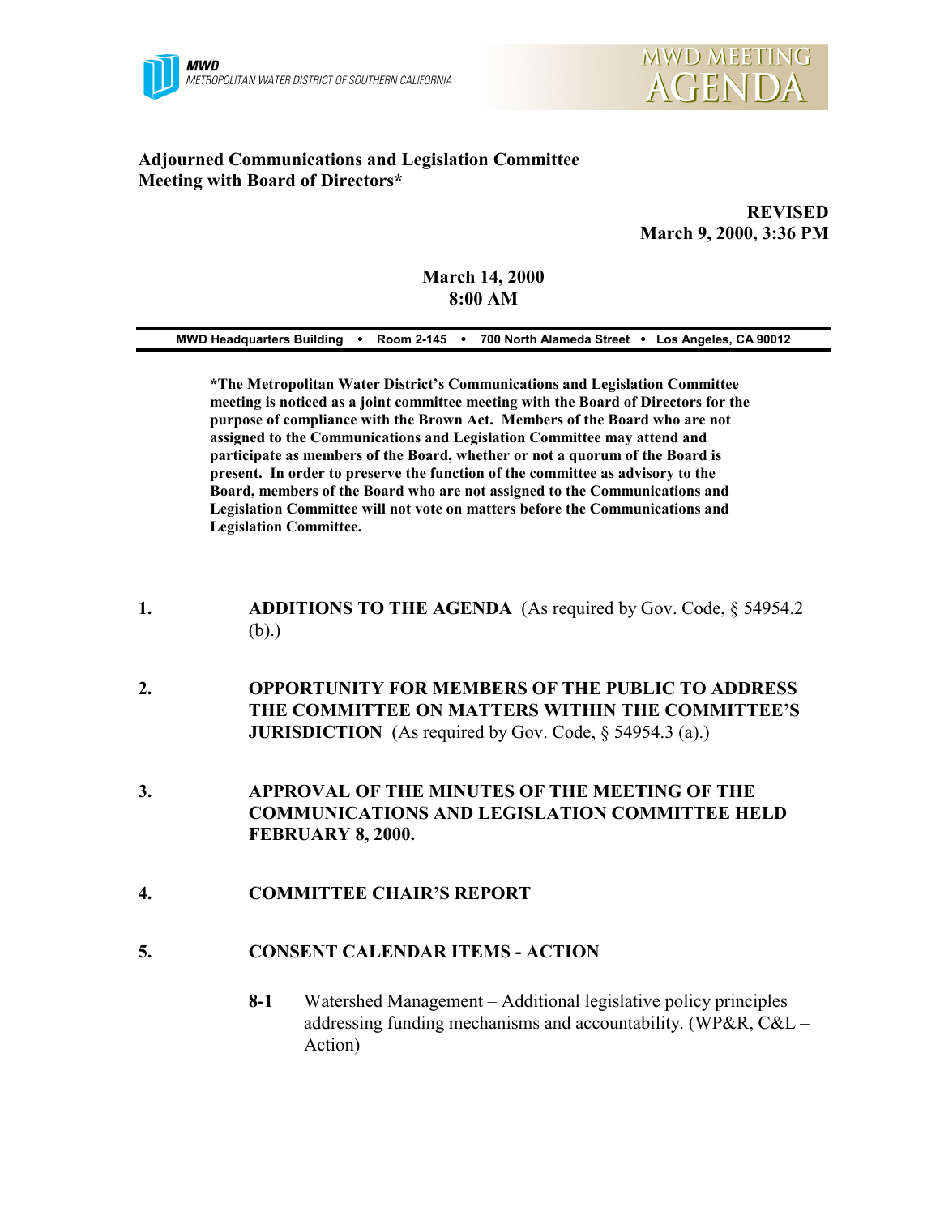MWD
METROPOLITAN WATER DISTRICT OF SOUTHERN CALIFORNIA

MWD MEETING AGENDA

**Adjourned Communications and Legislation Committee Meeting with Board of Directors***

**REVISED**
**March 9, 2000, 3:36 PM**

**March 14, 2000**
**8:00 AM**

**MWD Headquarters Building • Room 2-145 • 700 North Alameda Street • Los Angeles, CA 90012**

***The Metropolitan Water District's Communications and Legislation Committee meeting is noticed as a joint committee meeting with the Board of Directors for the purpose of compliance with the Brown Act. Members of the Board who are not assigned to the Communications and Legislation Committee may attend and participate as members of the Board, whether or not a quorum of the Board is present. In order to preserve the function of the committee as advisory to the Board, members of the Board who are not assigned to the Communications and Legislation Committee will not vote on matters before the Communications and Legislation Committee.**

1. **ADDITIONS TO THE AGENDA** (As required by Gov. Code, § 54954.2 (b).)

2. **OPPORTUNITY FOR MEMBERS OF THE PUBLIC TO ADDRESS THE COMMITTEE ON MATTERS WITHIN THE COMMITTEE'S JURISDICTION** (As required by Gov. Code, § 54954.3 (a).)

3. **APPROVAL OF THE MINUTES OF THE MEETING OF THE COMMUNICATIONS AND LEGISLATION COMMITTEE HELD FEBRUARY 8, 2000.**

4. **COMMITTEE CHAIR'S REPORT**

5. **CONSENT CALENDAR ITEMS - ACTION**

   **8-1** Watershed Management – Additional legislative policy principles addressing funding mechanisms and accountability. (WP&R, C&L – Action)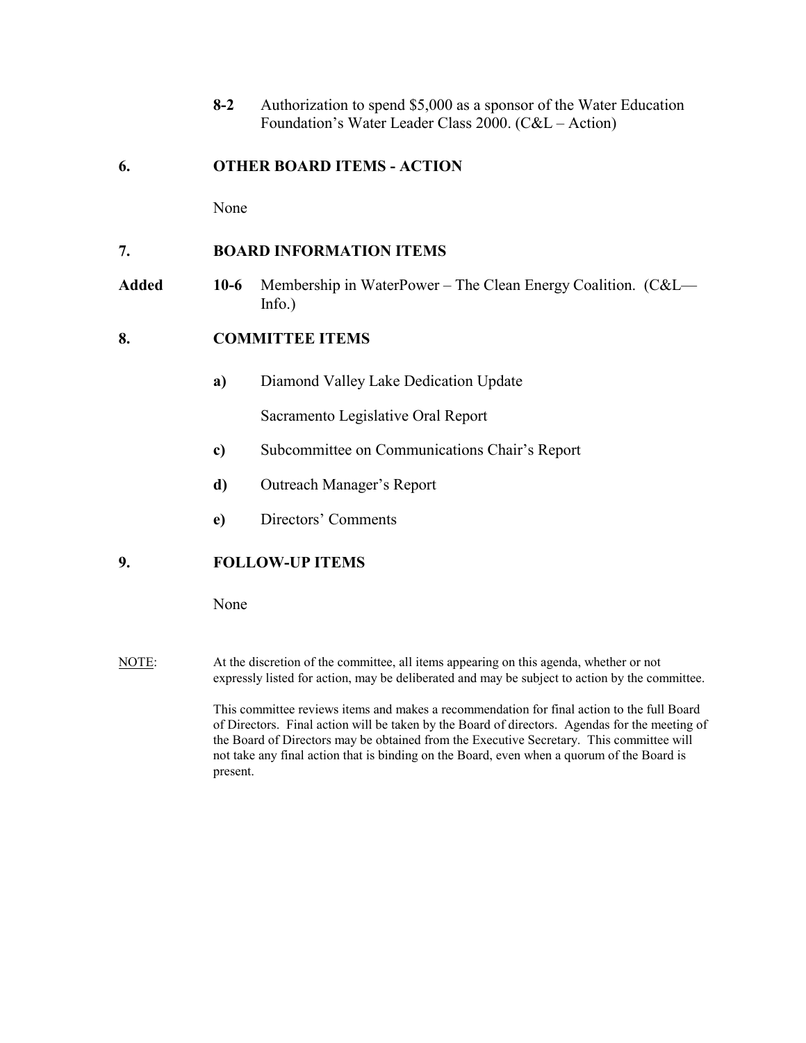**8-2** Authorization to spend $5,000 as a sponsor of the Water Education Foundation's Water Leader Class 2000. (C&L – Action)

## 6. OTHER BOARD ITEMS - ACTION

None

## 7. BOARD INFORMATION ITEMS

**Added** **10-6** Membership in WaterPower – The Clean Energy Coalition. (C&L—Info.)

## 8. COMMITTEE ITEMS

**a)** Diamond Valley Lake Dedication Update

Sacramento Legislative Oral Report

**c)** Subcommittee on Communications Chair's Report

**d)** Outreach Manager's Report

**e)** Directors' Comments

## 9. FOLLOW-UP ITEMS

None

NOTE: At the discretion of the committee, all items appearing on this agenda, whether or not expressly listed for action, may be deliberated and may be subject to action by the committee.

This committee reviews items and makes a recommendation for final action to the full Board of Directors. Final action will be taken by the Board of directors. Agendas for the meeting of the Board of Directors may be obtained from the Executive Secretary. This committee will not take any final action that is binding on the Board, even when a quorum of the Board is present.